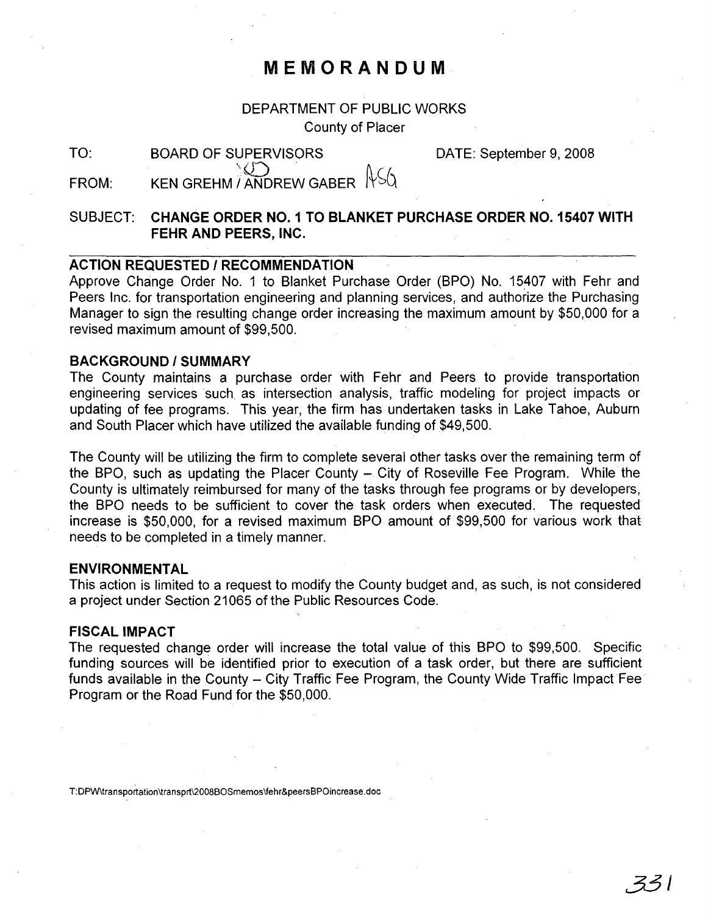# MEMORANDUM

DEPARTMENT OF PUBLIC WORKS
County of Placer

TO: BOARD OF SUPERVISORS DATE: September 9, 2008

FROM: KEN GREHM / ANDREW GABER

SUBJECT: **CHANGE ORDER NO. 1 TO BLANKET PURCHASE ORDER NO. 15407 WITH FEHR AND PEERS, INC.**

## ACTION REQUESTED / RECOMMENDATION

Approve Change Order No. 1 to Blanket Purchase Order (BPO) No. 15407 with Fehr and Peers Inc. for transportation engineering and planning services, and authorize the Purchasing Manager to sign the resulting change order increasing the maximum amount by $50,000 for a revised maximum amount of $99,500.

## BACKGROUND / SUMMARY

The County maintains a purchase order with Fehr and Peers to provide transportation engineering services such as intersection analysis, traffic modeling for project impacts or updating of fee programs. This year, the firm has undertaken tasks in Lake Tahoe, Auburn and South Placer which have utilized the available funding of $49,500.

The County will be utilizing the firm to complete several other tasks over the remaining term of the BPO, such as updating the Placer County – City of Roseville Fee Program. While the County is ultimately reimbursed for many of the tasks through fee programs or by developers, the BPO needs to be sufficient to cover the task orders when executed. The requested increase is $50,000, for a revised maximum BPO amount of $99,500 for various work that needs to be completed in a timely manner.

## ENVIRONMENTAL

This action is limited to a request to modify the County budget and, as such, is not considered a project under Section 21065 of the Public Resources Code.

## FISCAL IMPACT

The requested change order will increase the total value of this BPO to $99,500. Specific funding sources will be identified prior to execution of a task order, but there are sufficient funds available in the County – City Traffic Fee Program, the County Wide Traffic Impact Fee Program or the Road Fund for the $50,000.

T:DPW\transportation\transprt\2008BOSmemos\fehr&peersBPOincrease.doc